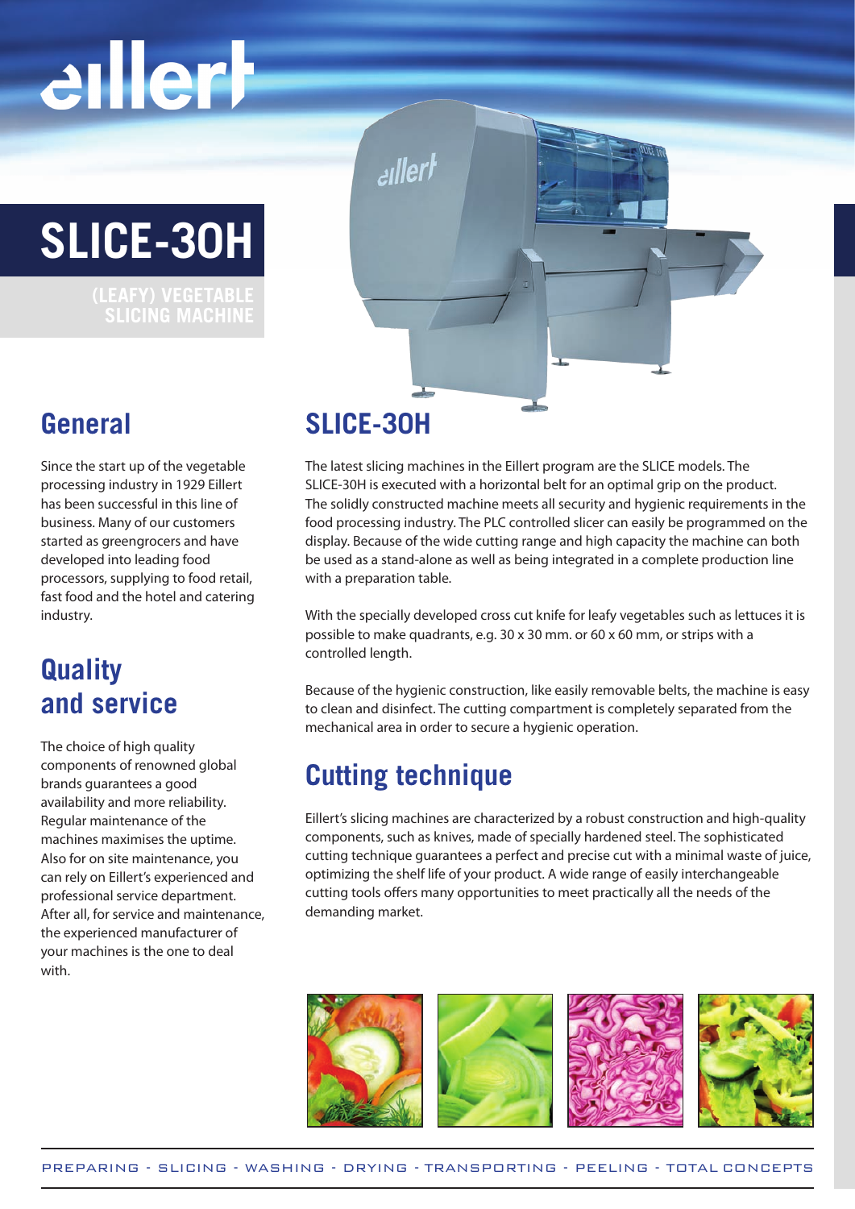# SLICE-30H

(LEAFY) VEGETABLE SLICING MACHINE

## General

Since the start up of the vegetable processing industry in 1929 Eillert has been successful in this line of business. Many of our customers started as greengrocers and have developed into leading food processors, supplying to food retail, fast food and the hotel and catering industry.

## Quality and service

The choice of high quality components of renowned global brands guarantees a good availability and more reliability. Regular maintenance of the machines maximises the uptime. Also for on site maintenance, you can rely on Eillert's experienced and professional service department. After all, for service and maintenance, the experienced manufacturer of your machines is the one to deal with.

## SLICE-30H

The latest slicing machines in the Eillert program are the SLICE models. The SLICE-30H is executed with a horizontal belt for an optimal grip on the product. The solidly constructed machine meets all security and hygienic requirements in the food processing industry. The PLC controlled slicer can easily be programmed on the display. Because of the wide cutting range and high capacity the machine can both be used as a stand-alone as well as being integrated in a complete production line with a preparation table.

With the specially developed cross cut knife for leafy vegetables such as lettuces it is possible to make quadrants, e.g. 30 x 30 mm. or 60 x 60 mm, or strips with a controlled length.

Because of the hygienic construction, like easily removable belts, the machine is easy to clean and disinfect. The cutting compartment is completely separated from the mechanical area in order to secure a hygienic operation.

## Cutting technique

Eillert's slicing machines are characterized by a robust construction and high-quality components, such as knives, made of specially hardened steel. The sophisticated cutting technique guarantees a perfect and precise cut with a minimal waste of juice, optimizing the shelf life of your product. A wide range of easily interchangeable cutting tools offers many opportunities to meet practically all the needs of the demanding market.

PREPARING - SLICING - WASHING - DRYING - TRANSPORTING - PEELING - TOTAL CONCEPTS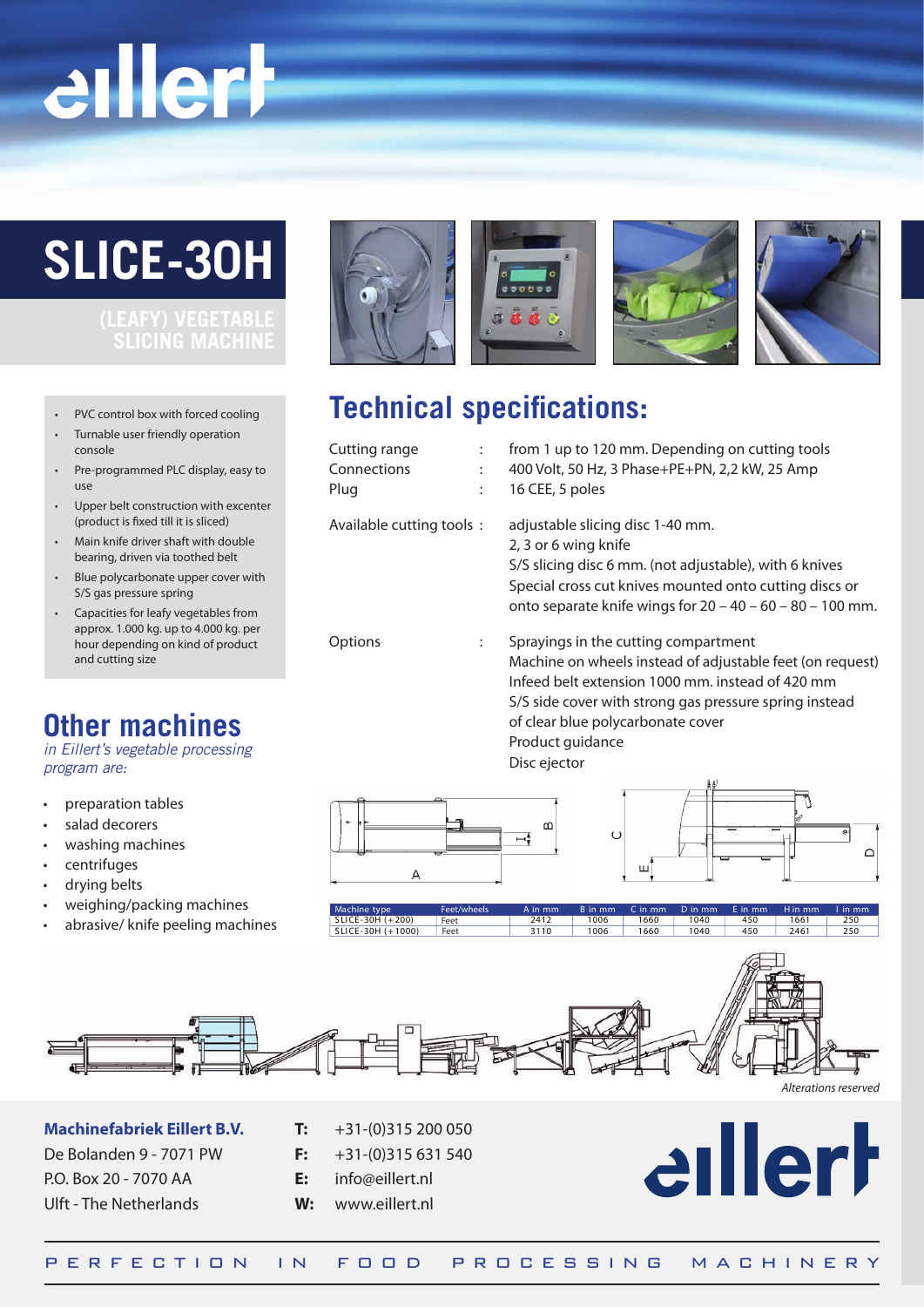# SLICE-30H

## (LEAFY) VEGETABLE SLICING MACHINE

- PVC control box with forced cooling
- Turnable user friendly operation console
- Pre-programmed PLC display, easy to use
- Upper belt construction with excenter (product is fixed till it is sliced)
- Main knife driver shaft with double bearing, driven via toothed belt
- Blue polycarbonate upper cover with S/S gas pressure spring
- Capacities for leafy vegetables from approx. 1.000 kg. up to 4.000 kg. per hour depending on kind of product and cutting size

## Other machines

*in Eillert's vegetable processing program are:*

- preparation tables
- salad decorers
- washing machines
- centrifuges
- drying belts
- weighing/packing machines
- abrasive/ knife peeling machines

## Technical specifications:

| | | |
|---|---|---|
| Cutting range | : | from 1 up to 120 mm. Depending on cutting tools |
| Connections | : | 400 Volt, 50 Hz, 3 Phase+PE+PN, 2,2 kW, 25 Amp |
| Plug | : | 16 CEE, 5 poles |
| Available cutting tools | : | adjustable slicing disc 1-40 mm.<br>2, 3 or 6 wing knife<br>S/S slicing disc 6 mm. (not adjustable), with 6 knives<br>Special cross cut knives mounted onto cutting discs or onto separate knife wings for 20 – 40 – 60 – 80 – 100 mm. |
| Options | : | Sprayings in the cutting compartment<br>Machine on wheels instead of adjustable feet (on request)<br>Infeed belt extension 1000 mm. instead of 420 mm<br>S/S side cover with strong gas pressure spring instead of clear blue polycarbonate cover<br>Product guidance<br>Disc ejector |

A B C D E

| Machine type | Feet/wheels | A in mm | B in mm | C in mm | D in mm | E in mm | H in mm | I in mm |
|---|---|---|---|---|---|---|---|---|
| SLICE-30H (+200) | Feet | 2412 | 1006 | 1660 | 1040 | 450 | 1661 | 250 |
| SLICE-30H (+1000) | Feet | 3110 | 1006 | 1660 | 1040 | 450 | 2461 | 250 |

*Alterations reserved*

**Machinefabriek Eillert B.V.**
De Bolanden 9 - 7071 PW
P.O. Box 20 - 7070 AA
Ulft - The Netherlands

**T:** +31-(0)315 200 050
**F:** +31-(0)315 631 540
**E:** info@eillert.nl
**W:** www.eillert.nl

eillert

PERFECTION IN FOOD PROCESSING MACHINERY